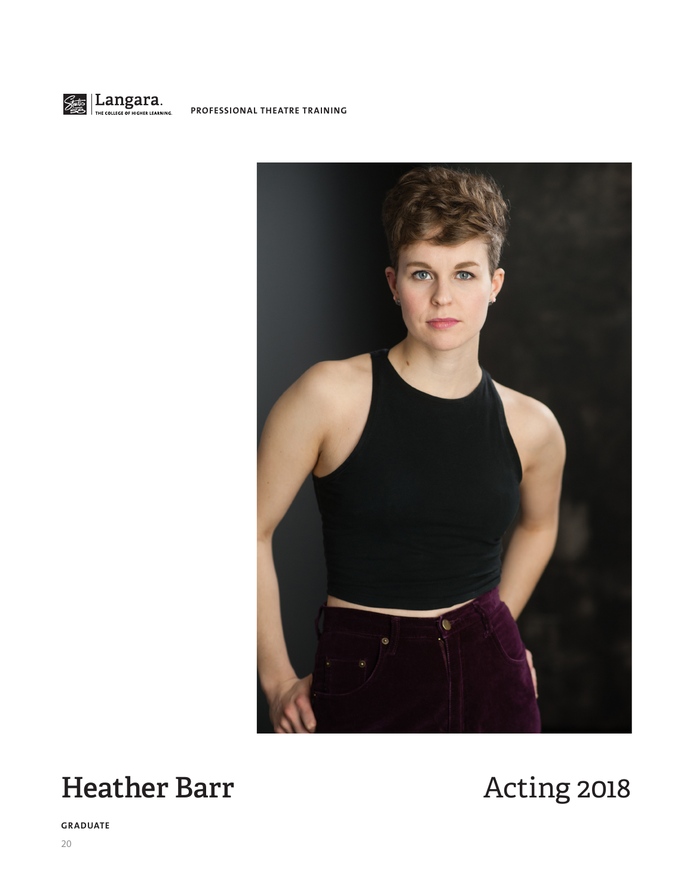Langara. THE COLLEGE OF HIGHER LEARNING. **PROFESSIONAL THEATRE TRAINING**

# Heather Barr

# Acting 2018

**GRADUATE**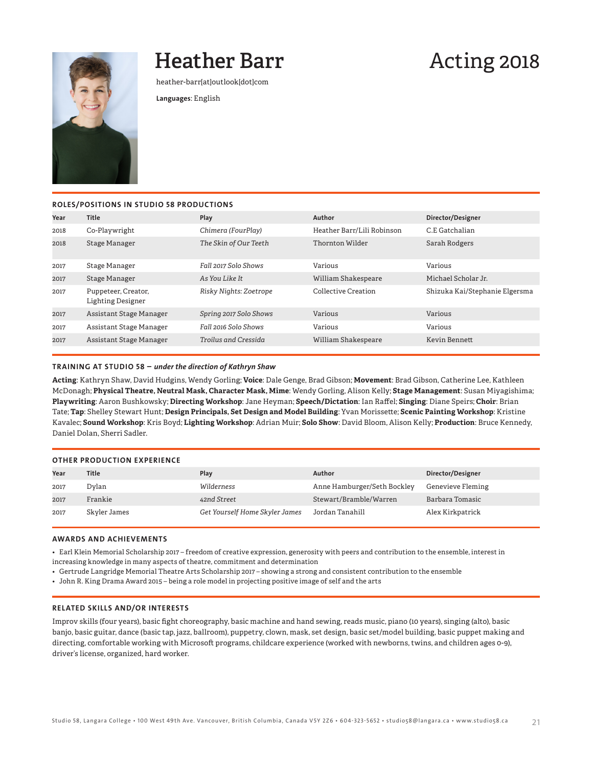# Heather Barr

# Acting 2018

heather-barr[at]outlook[dot]com

**Languages**: English

## ROLES/POSITIONS IN STUDIO 58 PRODUCTIONS

| Year | Title | Play | Author | Director/Designer |
|---|---|---|---|---|
| 2018 | Co-Playwright | *Chimera (FourPlay)* | Heather Barr/Lili Robinson | C.E Gatchalian |
| 2018 | Stage Manager | *The Skin of Our Teeth* | Thornton Wilder | Sarah Rodgers |
| 2017 | Stage Manager | *Fall 2017 Solo Shows* | Various | Various |
| 2017 | Stage Manager | *As You Like It* | William Shakespeare | Michael Scholar Jr. |
| 2017 | Puppeteer, Creator, Lighting Designer | *Risky Nights: Zoetrope* | Collective Creation | Shizuka Kai/Stephanie Elgersma |
| 2017 | Assistant Stage Manager | *Spring 2017 Solo Shows* | Various | Various |
| 2017 | Assistant Stage Manager | *Fall 2016 Solo Shows* | Various | Various |
| 2017 | Assistant Stage Manager | *Troilus and Cressida* | William Shakespeare | Kevin Bennett |

## TRAINING AT STUDIO 58 – *under the direction of Kathryn Shaw*

**Acting**: Kathryn Shaw, David Hudgins, Wendy Gorling; **Voice**: Dale Genge, Brad Gibson; **Movement**: Brad Gibson, Catherine Lee, Kathleen McDonagh; **Physical Theatre, Neutral Mask, Character Mask, Mime**: Wendy Gorling, Alison Kelly; **Stage Management**: Susan Miyagishima; **Playwriting**: Aaron Bushkowsky; **Directing Workshop**: Jane Heyman; **Speech/Dictation**: Ian Raffel; **Singing**: Diane Speirs; **Choir**: Brian Tate; **Tap**: Shelley Stewart Hunt; **Design Principals, Set Design and Model Building**: Yvan Morissette; **Scenic Painting Workshop**: Kristine Kavalec; **Sound Workshop**: Kris Boyd; **Lighting Workshop**: Adrian Muir; **Solo Show**: David Bloom, Alison Kelly; **Production**: Bruce Kennedy, Daniel Dolan, Sherri Sadler.

## OTHER PRODUCTION EXPERIENCE

| Year | Title | Play | Author | Director/Designer |
|---|---|---|---|---|
| 2017 | Dylan | *Wilderness* | Anne Hamburger/Seth Bockley | Genevieve Fleming |
| 2017 | Frankie | *42nd Street* | Stewart/Bramble/Warren | Barbara Tomasic |
| 2017 | Skyler James | *Get Yourself Home Skyler James* | Jordan Tanahill | Alex Kirkpatrick |

## AWARDS AND ACHIEVEMENTS

- Earl Klein Memorial Scholarship 2017 – freedom of creative expression, generosity with peers and contribution to the ensemble, interest in increasing knowledge in many aspects of theatre, commitment and determination
- Gertrude Langridge Memorial Theatre Arts Scholarship 2017 – showing a strong and consistent contribution to the ensemble
- John R. King Drama Award 2015 – being a role model in projecting positive image of self and the arts

## RELATED SKILLS AND/OR INTERESTS

Improv skills (four years), basic fight choreography, basic machine and hand sewing, reads music, piano (10 years), singing (alto), basic banjo, basic guitar, dance (basic tap, jazz, ballroom), puppetry, clown, mask, set design, basic set/model building, basic puppet making and directing, comfortable working with Microsoft programs, childcare experience (worked with newborns, twins, and children ages 0-9), driver's license, organized, hard worker.